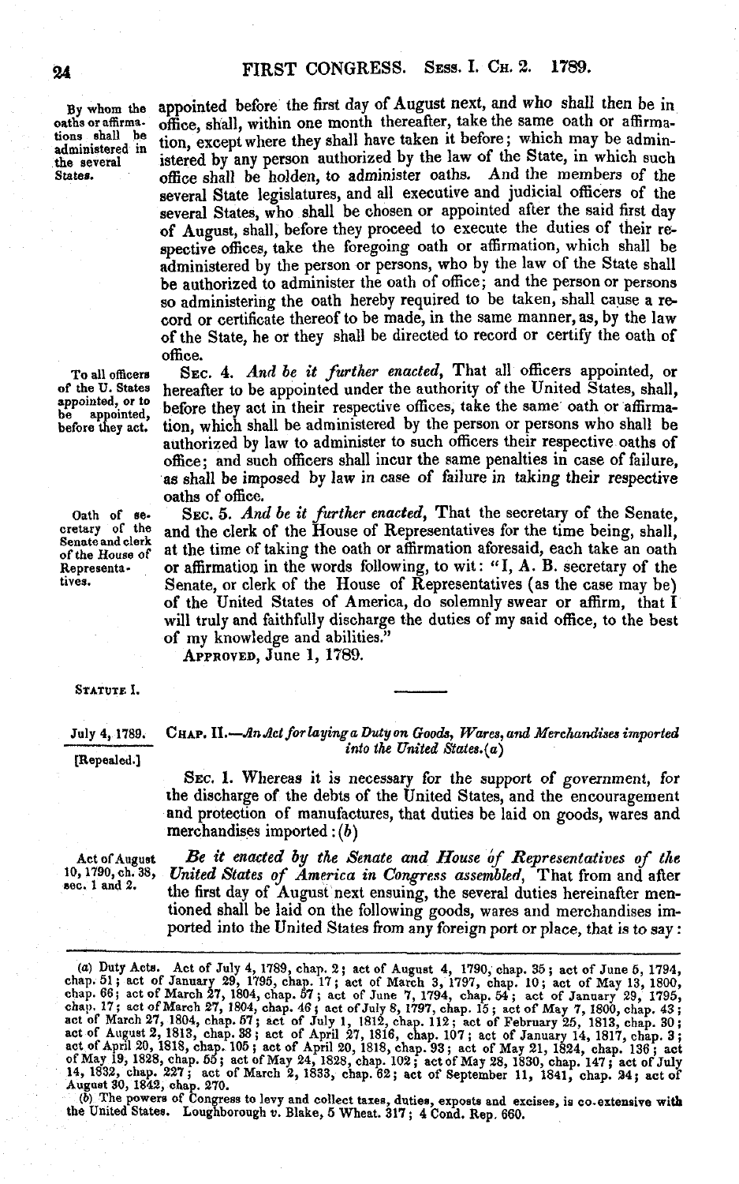By whom the oaths or affirmations shall be administered in the several States.

appointed before the first day of August next, and who shall then be in office, shall, within one month thereafter, take the same oath or affirmation, except where they shall have taken it before; which may be administered by any person authorized by the law of the State, in which such office shall be holden, to administer oaths. And the members of the several State legislatures, and all executive and judicial officers of the several States, who shall be chosen or appointed after the said first day of August, shall, before they proceed to execute the duties of their respective offices, take the foregoing oath or affirmation, which shall be administered by the person or persons, who by the law of the State shall be authorized to administer the oath of office; and the person or persons so administering the oath hereby required to be taken, shall cause a record or certificate thereof to be made, in the same manner, as, by the law of the State, he or they shall be directed to record or certify the oath of office.

To all officers of the U. States appointed, or to be appointed, before they act.

SEC. 4. *And be it further enacted*, That all officers appointed, or hereafter to be appointed under the authority of the United States, shall, before they act in their respective offices, take the same oath or affirmation, which shall be administered by the person or persons who shall be authorized by law to administer to such officers their respective oaths of office; and such officers shall incur the same penalties in case of failure, as shall be imposed by law in case of failure in taking their respective oaths of office.

Oath of secretary of the Senate and clerk of the House of Representatives.

SEC. 5. *And be it further enacted*, That the secretary of the Senate, and the clerk of the House of Representatives for the time being, shall, at the time of taking the oath or affirmation aforesaid, each take an oath or affirmation in the words following, to wit: "I, A. B. secretary of the Senate, or clerk of the House of Representatives (as the case may be) of the United States of America, do solemnly swear or affirm, that I will truly and faithfully discharge the duties of my said office, to the best of my knowledge and abilities."

APPROVED, June 1, 1789.

STATUTE I.

July 4, 1789.

[Repealed.]

CHAP. II.—*An Act for laying a Duty on Goods, Wares, and Merchandises imported into the United States.*(a)

SEC. 1. Whereas it is necessary for the support of government, for the discharge of the debts of the United States, and the encouragement and protection of manufactures, that duties be laid on goods, wares and merchandises imported: (b)

Act of August 10, 1790, ch. 38, sec. 1 and 2.

*Be it enacted by the Senate and House of Representatives of the United States of America in Congress assembled*, That from and after the first day of August next ensuing, the several duties hereinafter mentioned shall be laid on the following goods, wares and merchandises imported into the United States from any foreign port or place, that is to say:

---

(a) Duty Acts. Act of July 4, 1789, chap. 2; act of August 4, 1790, chap. 35; act of June 5, 1794, chap. 51; act of January 29, 1795, chap. 17; act of March 3, 1797, chap. 10; act of May 13, 1800, chap. 66; act of March 27, 1804, chap. 57; act of June 7, 1794, chap. 54; act of January 29, 1795, chap. 17; act of March 27, 1804, chap. 46; act of July 8, 1797, chap. 15; act of May 7, 1800, chap. 43; act of March 27, 1804, chap. 57; act of July 1, 1812, chap. 112; act of February 25, 1813, chap. 30; act of August 2, 1813, chap. 38; act of April 27, 1816, chap. 107; act of January 14, 1817, chap. 3; act of April 20, 1818, chap. 105; act of April 20, 1818, chap. 93; act of May 21, 1824, chap. 136; act of May 19, 1828, chap. 55; act of May 24, 1828, chap. 102; act of May 28, 1830, chap. 147; act of July 14, 1832, chap. 227; act of March 2, 1833, chap. 62; act of September 11, 1841, chap. 24; act of August 30, 1842, chap. 270.

(b) The powers of Congress to levy and collect taxes, duties, imposts and excises, is co-extensive with the United States. Loughborough *v.* Blake, 5 Wheat. 317; 4 Cond. Rep. 660.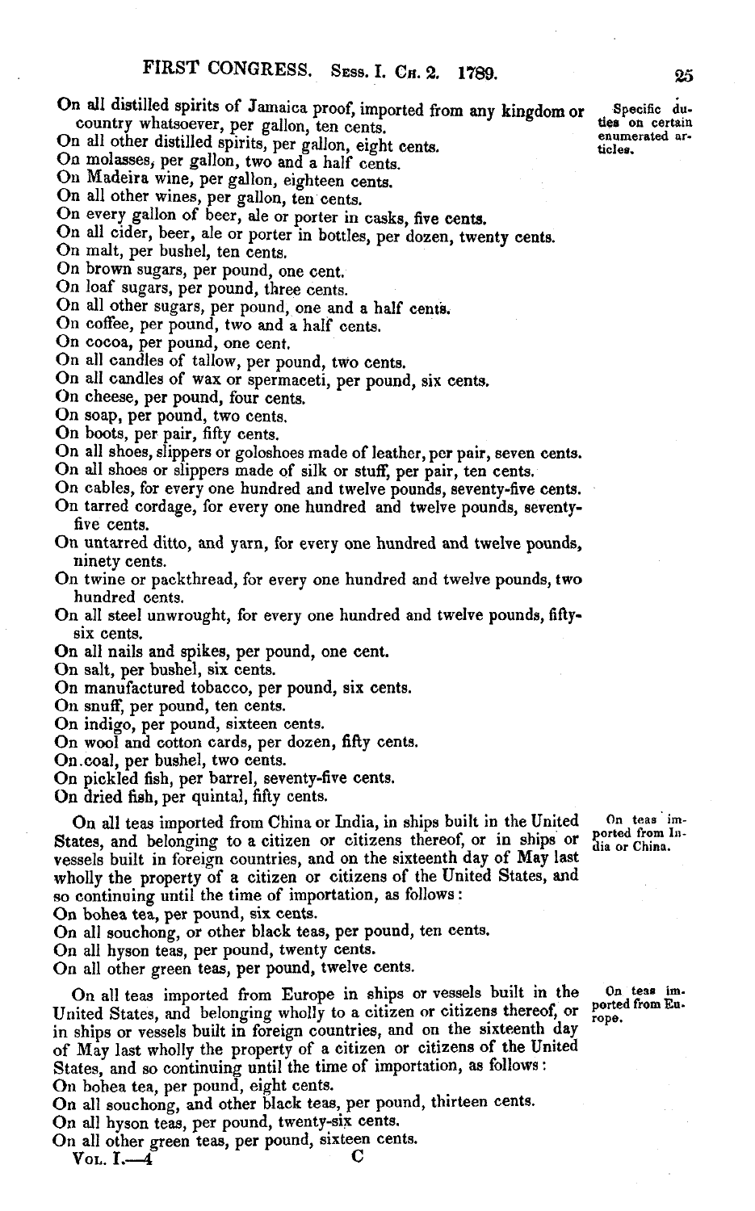On all distilled spirits of Jamaica proof, imported from any kingdom or country whatsoever, per gallon, ten cents.

*Specific duties on certain enumerated articles.*

On all other distilled spirits, per gallon, eight cents.
On molasses, per gallon, two and a half cents.
On Madeira wine, per gallon, eighteen cents.
On all other wines, per gallon, ten cents.
On every gallon of beer, ale or porter in casks, five cents.
On all cider, beer, ale or porter in bottles, per dozen, twenty cents.
On malt, per bushel, ten cents.
On brown sugars, per pound, one cent.
On loaf sugars, per pound, three cents.
On all other sugars, per pound, one and a half cents.
On coffee, per pound, two and a half cents.
On cocoa, per pound, one cent.
On all candles of tallow, per pound, two cents.
On all candles of wax or spermaceti, per pound, six cents.
On cheese, per pound, four cents.
On soap, per pound, two cents.
On boots, per pair, fifty cents.
On all shoes, slippers or goloshoes made of leather, per pair, seven cents.
On all shoes or slippers made of silk or stuff, per pair, ten cents.
On cables, for every one hundred and twelve pounds, seventy-five cents.
On tarred cordage, for every one hundred and twelve pounds, seventy-five cents.
On untarred ditto, and yarn, for every one hundred and twelve pounds, ninety cents.
On twine or packthread, for every one hundred and twelve pounds, two hundred cents.
On all steel unwrought, for every one hundred and twelve pounds, fifty-six cents.
On all nails and spikes, per pound, one cent.
On salt, per bushel, six cents.
On manufactured tobacco, per pound, six cents.
On snuff, per pound, ten cents.
On indigo, per pound, sixteen cents.
On wool and cotton cards, per dozen, fifty cents.
On coal, per bushel, two cents.
On pickled fish, per barrel, seventy-five cents.
On dried fish, per quintal, fifty cents.

*On teas imported from India or China.*

On all teas imported from China or India, in ships built in the United States, and belonging to a citizen or citizens thereof, or in ships or vessels built in foreign countries, and on the sixteenth day of May last wholly the property of a citizen or citizens of the United States, and so continuing until the time of importation, as follows:
On bohea tea, per pound, six cents.
On all souchong, or other black teas, per pound, ten cents.
On all hyson teas, per pound, twenty cents.
On all other green teas, per pound, twelve cents.

*On teas imported from Europe.*

On all teas imported from Europe in ships or vessels built in the United States, and belonging wholly to a citizen or citizens thereof, or in ships or vessels built in foreign countries, and on the sixteenth day of May last wholly the property of a citizen or citizens of the United States, and so continuing until the time of importation, as follows:
On bohea tea, per pound, eight cents.
On all souchong, and other black teas, per pound, thirteen cents.
On all hyson teas, per pound, twenty-six cents.
On all other green teas, per pound, sixteen cents.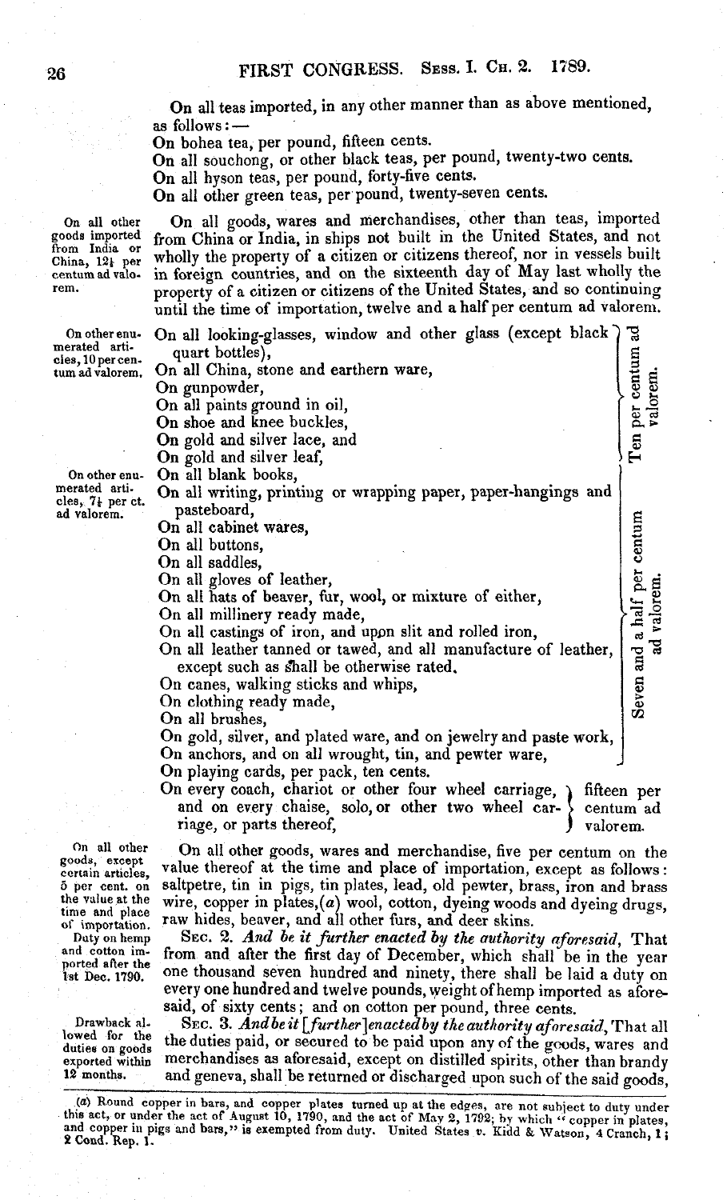On all teas imported, in any other manner than as above mentioned, as follows: —

On bohea tea, per pound, fifteen cents.

On all souchong, or other black teas, per pound, twenty-two cents.

On all hyson teas, per pound, forty-five cents.

On all other green teas, per pound, twenty-seven cents.

*On all other goods imported from India or China, 12½ per centum ad valorem.*

On all goods, wares and merchandises, other than teas, imported from China or India, in ships not built in the United States, and not wholly the property of a citizen or citizens thereof, nor in vessels built in foreign countries, and on the sixteenth day of May last wholly the property of a citizen or citizens of the United States, and so continuing until the time of importation, twelve and a half per centum ad valorem.

*On other enumerated articles, 10 per centum ad valorem.*

On all looking-glasses, window and other glass (except black quart bottles),
On all China, stone and earthern ware,
On gunpowder,
On all paints ground in oil,
On shoe and knee buckles,
On gold and silver lace, and
On gold and silver leaf,
} Ten per centum ad valorem.

*On other enumerated articles, 7½ per ct. ad valorem.*

On all blank books,
On all writing, printing or wrapping paper, paper-hangings and pasteboard,
On all cabinet wares,
On all buttons,
On all saddles,
On all gloves of leather,
On all hats of beaver, fur, wool, or mixture of either,
On all millinery ready made,
On all castings of iron, and upon slit and rolled iron,
On all leather tanned or tawed, and all manufacture of leather, except such as shall be otherwise rated.
On canes, walking sticks and whips,
On clothing ready made,
On all brushes,
On gold, silver, and plated ware, and on jewelry and paste work,
On anchors, and on all wrought, tin, and pewter ware,
} Seven and a half per centum ad valorem.

On playing cards, per pack, ten cents.

On every coach, chariot or other four wheel carriage, and on every chaise, solo, or other two wheel carriage, or parts thereof, } fifteen per centum ad valorem.

*On all other goods, except certain articles, 5 per cent. on the value at the time and place of importation.*

On all other goods, wares and merchandise, five per centum on the value thereof at the time and place of importation, except as follows: saltpetre, tin in pigs, tin plates, lead, old pewter, brass, iron and brass wire, copper in plates,(a) wool, cotton, dyeing woods and dyeing drugs, raw hides, beaver, and all other furs, and deer skins.

*Duty on hemp and cotton imported after the 1st Dec. 1790.*

SEC. 2. *And be it further enacted by the authority aforesaid,* That from and after the first day of December, which shall be in the year one thousand seven hundred and ninety, there shall be laid a duty on every one hundred and twelve pounds, weight of hemp imported as aforesaid, of sixty cents; and on cotton per pound, three cents.

*Drawback allowed for the duties on goods exported within 12 months.*

SEC. 3. *And be it [further] enacted by the authority aforesaid,* That all the duties paid, or secured to be paid upon any of the goods, wares and merchandises as aforesaid, except on distilled spirits, other than brandy and geneva, shall be returned or discharged upon such of the said goods,

(a) Round copper in bars, and copper plates turned up at the edges, are not subject to duty under this act, or under the act of August 10, 1790, and the act of May 2, 1792; by which "copper in plates, and copper in pigs and bars," is exempted from duty. United States *v.* Kidd & Watson, 4 Cranch, 1; 2 Cond. Rep. 1.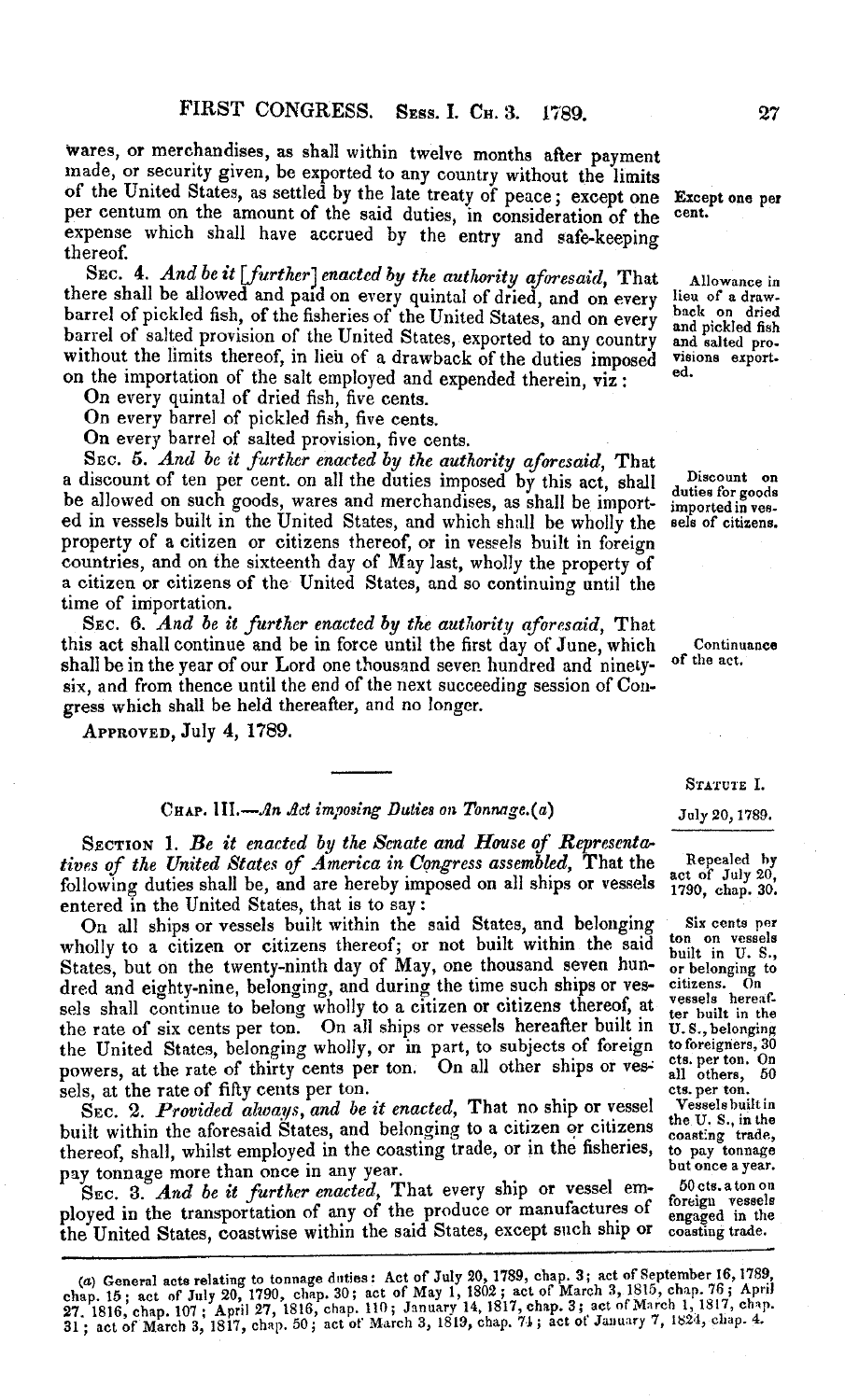wares, or merchandises, as shall within twelve months after payment made, or security given, be exported to any country without the limits of the United States, as settled by the late treaty of peace; except one per centum on the amount of the said duties, in consideration of the expense which shall have accrued by the entry and safe-keeping thereof.

Except one per cent.

SEC. 4. *And be it [further] enacted by the authority aforesaid*, That there shall be allowed and paid on every quintal of dried, and on every barrel of pickled fish, of the fisheries of the United States, and on every barrel of salted provision of the United States, exported to any country without the limits thereof, in lieu of a drawback of the duties imposed on the importation of the salt employed and expended therein, viz:

Allowance in lieu of a drawback on dried and pickled fish and salted provisions exported.

On every quintal of dried fish, five cents.

On every barrel of pickled fish, five cents.

On every barrel of salted provision, five cents.

SEC. 5. *And be it further enacted by the authority aforesaid*, That a discount of ten per cent. on all the duties imposed by this act, shall be allowed on such goods, wares and merchandises, as shall be imported in vessels built in the United States, and which shall be wholly the property of a citizen or citizens thereof, or in vessels built in foreign countries, and on the sixteenth day of May last, wholly the property of a citizen or citizens of the United States, and so continuing until the time of importation.

Discount on duties for goods imported in vessels of citizens.

SEC. 6. *And be it further enacted by the authority aforesaid*, That this act shall continue and be in force until the first day of June, which shall be in the year of our Lord one thousand seven hundred and ninety-six, and from thence until the end of the next succeeding session of Congress which shall be held thereafter, and no longer.

Continuance of the act.

APPROVED, July 4, 1789.

---

STATUTE I.

July 20, 1789.

## CHAP. III.—*An Act imposing Duties on Tonnage.*(a)

SECTION 1. *Be it enacted by the Senate and House of Representatives of the United States of America in Congress assembled*, That the following duties shall be, and are hereby imposed on all ships or vessels entered in the United States, that is to say:

Repealed by act of July 20, 1790, chap. 30.

On all ships or vessels built within the said States, and belonging wholly to a citizen or citizens thereof; or not built within the said States, but on the twenty-ninth day of May, one thousand seven hundred and eighty-nine, belonging, and during the time such ships or vessels shall continue to belong wholly to a citizen or citizens thereof, at the rate of six cents per ton. On all ships or vessels hereafter built in the United States, belonging wholly, or in part, to subjects of foreign powers, at the rate of thirty cents per ton. On all other ships or vessels, at the rate of fifty cents per ton.

Six cents per ton on vessels built in U. S., or belonging to citizens. On vessels hereafter built in the U. S., belonging to foreigners, 30 cts. per ton. On all others, 50 cts. per ton.

SEC. 2. *Provided always, and be it enacted*, That no ship or vessel built within the aforesaid States, and belonging to a citizen or citizens thereof, shall, whilst employed in the coasting trade, or in the fisheries, pay tonnage more than once in any year.

Vessels built in the U. S., in the coasting trade, to pay tonnage but once a year.

SEC. 3. *And be it further enacted*, That every ship or vessel employed in the transportation of any of the produce or manufactures of the United States, coastwise within the said States, except such ship or

50 cts. a ton on foreign vessels engaged in the coasting trade.

---

(a) General acts relating to tonnage duties: Act of July 20, 1789, chap. 3; act of September 16, 1789, chap. 15; act of July 20, 1790, chap. 30; act of May 1, 1802; act of March 3, 1815, chap. 76; April 27, 1816, chap. 107; April 27, 1816, chap. 110; January 14, 1817, chap. 3; act of March 1, 1817, chap. 31; act of March 3, 1817, chap. 50; act of March 3, 1819, chap. 74; act of January 7, 1824, chap. 4.